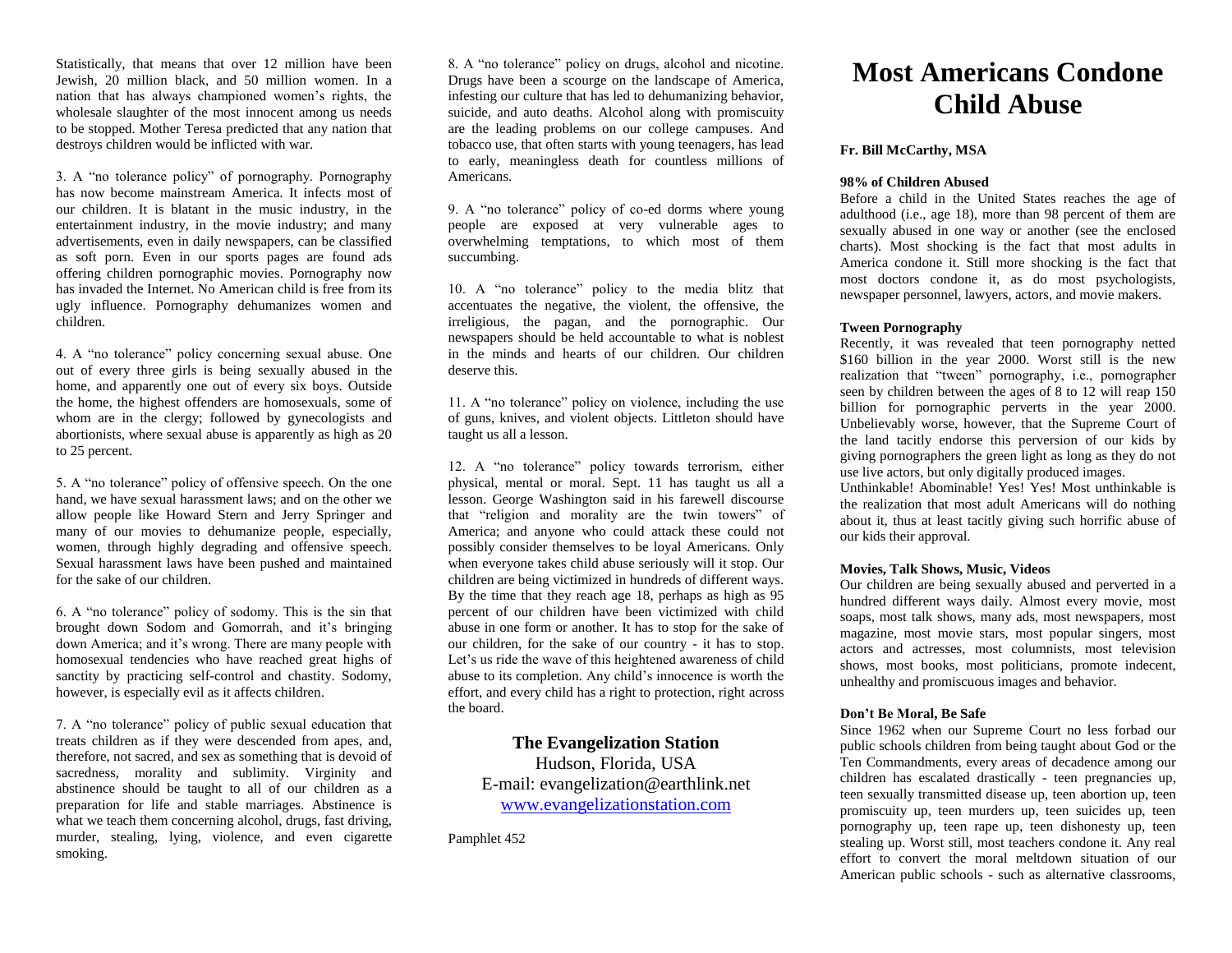Statistically, that means that over 12 million have been Jewish, 20 million black, and 50 million women. In a nation that has always championed women's rights, the wholesale slaughter of the most innocent among us needs to be stopped. Mother Teresa predicted that any nation that destroys children would be inflicted with war.

3. A "no tolerance policy" of pornography. Pornography has now become mainstream America. It infects most of our children. It is blatant in the music industry, in the entertainment industry, in the movie industry; and many advertisements, even in daily newspapers, can be classified as soft porn. Even in our sports pages are found ads offering children pornographic movies. Pornography now has invaded the Internet. No American child is free from its ugly influence. Pornography dehumanizes women and children.

4. A "no tolerance" policy concerning sexual abuse. One out of every three girls is being sexually abused in the home, and apparently one out of every six boys. Outside the home, the highest offenders are homosexuals, some of whom are in the clergy; followed by gynecologists and abortionists, where sexual abuse is apparently as high as 20 to 25 percent.

5. A "no tolerance" policy of offensive speech. On the one hand, we have sexual harassment laws; and on the other we allow people like Howard Stern and Jerry Springer and many of our movies to dehumanize people, especially, women, through highly degrading and offensive speech. Sexual harassment laws have been pushed and maintained for the sake of our children.

6. A "no tolerance" policy of sodomy. This is the sin that brought down Sodom and Gomorrah, and it's bringing down America; and it's wrong. There are many people with homosexual tendencies who have reached great highs of sanctity by practicing self-control and chastity. Sodomy, however, is especially evil as it affects children.

7. A "no tolerance" policy of public sexual education that treats children as if they were descended from apes, and, therefore, not sacred, and sex as something that is devoid of sacredness, morality and sublimity. Virginity and abstinence should be taught to all of our children as a preparation for life and stable marriages. Abstinence is what we teach them concerning alcohol, drugs, fast driving, murder, stealing, lying, violence, and even cigarette smoking.

8. A "no tolerance" policy on drugs, alcohol and nicotine. Drugs have been a scourge on the landscape of America, infesting our culture that has led to dehumanizing behavior, suicide, and auto deaths. Alcohol along with promiscuity are the leading problems on our college campuses. And tobacco use, that often starts with young teenagers, has lead to early, meaningless death for countless millions of Americans.

9. A "no tolerance" policy of co-ed dorms where young people are exposed at very vulnerable ages to overwhelming temptations, to which most of them succumbing.

10. A "no tolerance" policy to the media blitz that accentuates the negative, the violent, the offensive, the irreligious, the pagan, and the pornographic. Our newspapers should be held accountable to what is noblest in the minds and hearts of our children. Our children deserve this.

11. A "no tolerance" policy on violence, including the use of guns, knives, and violent objects. Littleton should have taught us all a lesson.

12. A "no tolerance" policy towards terrorism, either physical, mental or moral. Sept. 11 has taught us all a lesson. George Washington said in his farewell discourse that "religion and morality are the twin towers" of America; and anyone who could attack these could not possibly consider themselves to be loyal Americans. Only when everyone takes child abuse seriously will it stop. Our children are being victimized in hundreds of different ways. By the time that they reach age 18, perhaps as high as 95 percent of our children have been victimized with child abuse in one form or another. It has to stop for the sake of our children, for the sake of our country - it has to stop. Let's us ride the wave of this heightened awareness of child abuse to its completion. Any child's innocence is worth the effort, and every child has a right to protection, right across the board.

**The Evangelization Station**
Hudson, Florida, USA
E-mail: evangelization@earthlink.net
www.evangelizationstation.com

Pamphlet 452

# Most Americans Condone Child Abuse

**Fr. Bill McCarthy, MSA**

**98% of Children Abused**

Before a child in the United States reaches the age of adulthood (i.e., age 18), more than 98 percent of them are sexually abused in one way or another (see the enclosed charts). Most shocking is the fact that most adults in America condone it. Still more shocking is the fact that most doctors condone it, as do most psychologists, newspaper personnel, lawyers, actors, and movie makers.

**Tween Pornography**

Recently, it was revealed that teen pornography netted $160 billion in the year 2000. Worst still is the new realization that "tween" pornography, i.e., pornographer seen by children between the ages of 8 to 12 will reap 150 billion for pornographic perverts in the year 2000. Unbelievably worse, however, that the Supreme Court of the land tacitly endorse this perversion of our kids by giving pornographers the green light as long as they do not use live actors, but only digitally produced images.

Unthinkable! Abominable! Yes! Yes! Most unthinkable is the realization that most adult Americans will do nothing about it, thus at least tacitly giving such horrific abuse of our kids their approval.

**Movies, Talk Shows, Music, Videos**

Our children are being sexually abused and perverted in a hundred different ways daily. Almost every movie, most soaps, most talk shows, many ads, most newspapers, most magazine, most movie stars, most popular singers, most actors and actresses, most columnists, most television shows, most books, most politicians, promote indecent, unhealthy and promiscuous images and behavior.

**Don't Be Moral, Be Safe**

Since 1962 when our Supreme Court no less forbad our public schools children from being taught about God or the Ten Commandments, every areas of decadence among our children has escalated drastically - teen pregnancies up, teen sexually transmitted disease up, teen abortion up, teen promiscuity up, teen murders up, teen suicides up, teen pornography up, teen rape up, teen dishonesty up, teen stealing up. Worst still, most teachers condone it. Any real effort to convert the moral meltdown situation of our American public schools - such as alternative classrooms,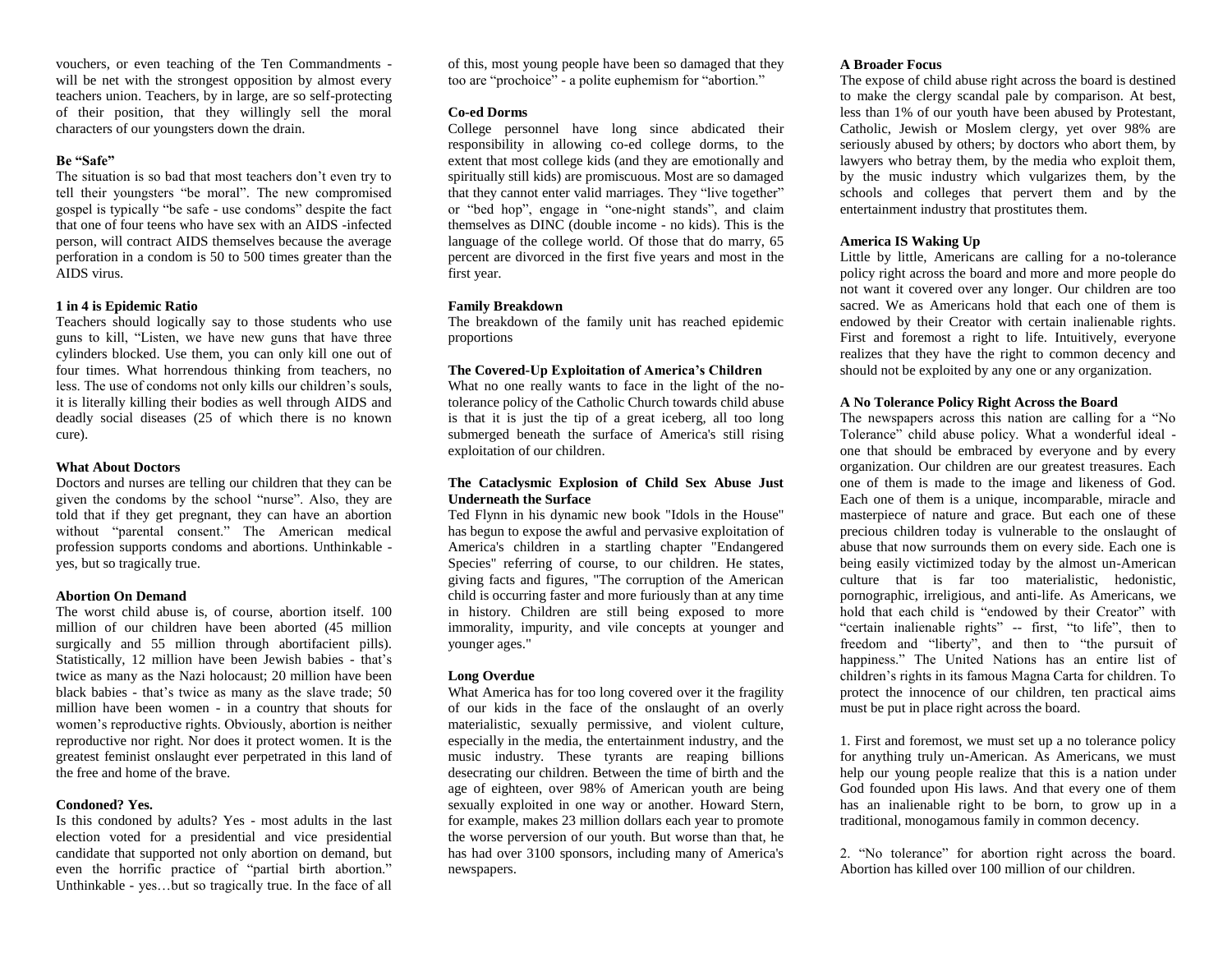vouchers, or even teaching of the Ten Commandments - will be net with the strongest opposition by almost every teachers union. Teachers, by in large, are so self-protecting of their position, that they willingly sell the moral characters of our youngsters down the drain.

**Be "Safe"**

The situation is so bad that most teachers don't even try to tell their youngsters "be moral". The new compromised gospel is typically "be safe - use condoms" despite the fact that one of four teens who have sex with an AIDS -infected person, will contract AIDS themselves because the average perforation in a condom is 50 to 500 times greater than the AIDS virus.

**1 in 4 is Epidemic Ratio**

Teachers should logically say to those students who use guns to kill, "Listen, we have new guns that have three cylinders blocked. Use them, you can only kill one out of four times. What horrendous thinking from teachers, no less. The use of condoms not only kills our children's souls, it is literally killing their bodies as well through AIDS and deadly social diseases (25 of which there is no known cure).

**What About Doctors**

Doctors and nurses are telling our children that they can be given the condoms by the school "nurse". Also, they are told that if they get pregnant, they can have an abortion without "parental consent." The American medical profession supports condoms and abortions. Unthinkable - yes, but so tragically true.

**Abortion On Demand**

The worst child abuse is, of course, abortion itself. 100 million of our children have been aborted (45 million surgically and 55 million through abortifacient pills). Statistically, 12 million have been Jewish babies - that's twice as many as the Nazi holocaust; 20 million have been black babies - that's twice as many as the slave trade; 50 million have been women - in a country that shouts for women's reproductive rights. Obviously, abortion is neither reproductive nor right. Nor does it protect women. It is the greatest feminist onslaught ever perpetrated in this land of the free and home of the brave.

**Condoned? Yes.**

Is this condoned by adults? Yes - most adults in the last election voted for a presidential and vice presidential candidate that supported not only abortion on demand, but even the horrific practice of "partial birth abortion." Unthinkable - yes…but so tragically true. In the face of all of this, most young people have been so damaged that they too are "prochoice" - a polite euphemism for "abortion."

**Co-ed Dorms**

College personnel have long since abdicated their responsibility in allowing co-ed college dorms, to the extent that most college kids (and they are emotionally and spiritually still kids) are promiscuous. Most are so damaged that they cannot enter valid marriages. They "live together" or "bed hop", engage in "one-night stands", and claim themselves as DINC (double income - no kids). This is the language of the college world. Of those that do marry, 65 percent are divorced in the first five years and most in the first year.

**Family Breakdown**

The breakdown of the family unit has reached epidemic proportions

**The Covered-Up Exploitation of America's Children**

What no one really wants to face in the light of the no-tolerance policy of the Catholic Church towards child abuse is that it is just the tip of a great iceberg, all too long submerged beneath the surface of America's still rising exploitation of our children.

**The Cataclysmic Explosion of Child Sex Abuse Just Underneath the Surface**

Ted Flynn in his dynamic new book "Idols in the House" has begun to expose the awful and pervasive exploitation of America's children in a startling chapter "Endangered Species" referring of course, to our children. He states, giving facts and figures, "The corruption of the American child is occurring faster and more furiously than at any time in history. Children are still being exposed to more immorality, impurity, and vile concepts at younger and younger ages."

**Long Overdue**

What America has for too long covered over it the fragility of our kids in the face of the onslaught of an overly materialistic, sexually permissive, and violent culture, especially in the media, the entertainment industry, and the music industry. These tyrants are reaping billions desecrating our children. Between the time of birth and the age of eighteen, over 98% of American youth are being sexually exploited in one way or another. Howard Stern, for example, makes 23 million dollars each year to promote the worse perversion of our youth. But worse than that, he has had over 3100 sponsors, including many of America's newspapers.

**A Broader Focus**

The expose of child abuse right across the board is destined to make the clergy scandal pale by comparison. At best, less than 1% of our youth have been abused by Protestant, Catholic, Jewish or Moslem clergy, yet over 98% are seriously abused by others; by doctors who abort them, by lawyers who betray them, by the media who exploit them, by the music industry which vulgarizes them, by the schools and colleges that pervert them and by the entertainment industry that prostitutes them.

**America IS Waking Up**

Little by little, Americans are calling for a no-tolerance policy right across the board and more and more people do not want it covered over any longer. Our children are too sacred. We as Americans hold that each one of them is endowed by their Creator with certain inalienable rights. First and foremost a right to life. Intuitively, everyone realizes that they have the right to common decency and should not be exploited by any one or any organization.

**A No Tolerance Policy Right Across the Board**

The newspapers across this nation are calling for a "No Tolerance" child abuse policy. What a wonderful ideal - one that should be embraced by everyone and by every organization. Our children are our greatest treasures. Each one of them is made to the image and likeness of God. Each one of them is a unique, incomparable, miracle and masterpiece of nature and grace. But each one of these precious children today is vulnerable to the onslaught of abuse that now surrounds them on every side. Each one is being easily victimized today by the almost un-American culture that is far too materialistic, hedonistic, pornographic, irreligious, and anti-life. As Americans, we hold that each child is "endowed by their Creator" with "certain inalienable rights" -- first, "to life", then to freedom and "liberty", and then to "the pursuit of happiness." The United Nations has an entire list of children's rights in its famous Magna Carta for children. To protect the innocence of our children, ten practical aims must be put in place right across the board.

1. First and foremost, we must set up a no tolerance policy for anything truly un-American. As Americans, we must help our young people realize that this is a nation under God founded upon His laws. And that every one of them has an inalienable right to be born, to grow up in a traditional, monogamous family in common decency.

2. "No tolerance" for abortion right across the board. Abortion has killed over 100 million of our children.